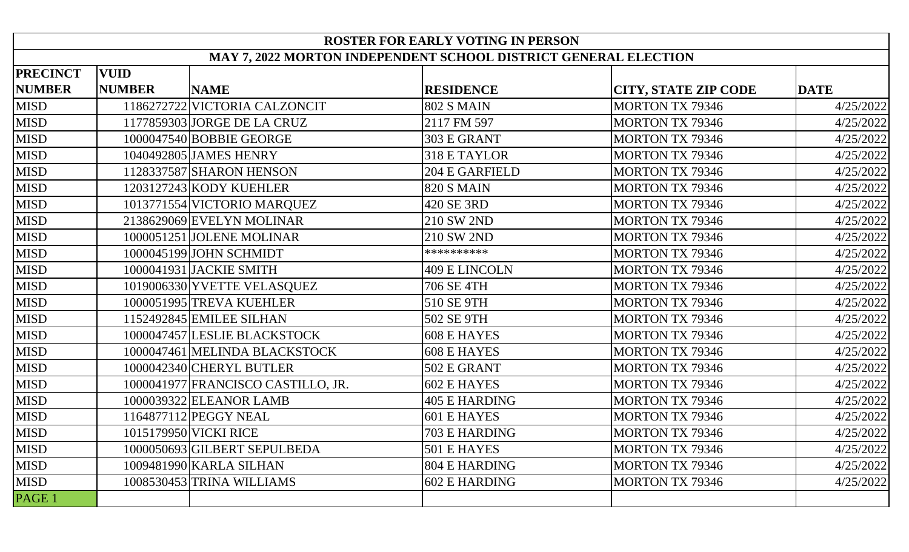| ROSTER FOR EARLY VOTING IN PERSON | | | | | |
|---|---|---|---|---|---|
| MAY 7, 2022 MORTON INDEPENDENT SCHOOL DISTRICT GENERAL ELECTION | | | | | |
| **PRECINCT NUMBER** | **VUID NUMBER** | **NAME** | **RESIDENCE** | **CITY, STATE ZIP CODE** | **DATE** |
| MISD | 1186272722 | VICTORIA CALZONCIT | 802 S MAIN | MORTON TX 79346 | 4/25/2022 |
| MISD | 1177859303 | JORGE DE LA CRUZ | 2117 FM 597 | MORTON TX 79346 | 4/25/2022 |
| MISD | 1000047540 | BOBBIE GEORGE | 303 E GRANT | MORTON TX 79346 | 4/25/2022 |
| MISD | 1040492805 | JAMES HENRY | 318 E TAYLOR | MORTON TX 79346 | 4/25/2022 |
| MISD | 1128337587 | SHARON HENSON | 204 E GARFIELD | MORTON TX 79346 | 4/25/2022 |
| MISD | 1203127243 | KODY KUEHLER | 820 S MAIN | MORTON TX 79346 | 4/25/2022 |
| MISD | 1013771554 | VICTORIO MARQUEZ | 420 SE 3RD | MORTON TX 79346 | 4/25/2022 |
| MISD | 2138629069 | EVELYN MOLINAR | 210 SW 2ND | MORTON TX 79346 | 4/25/2022 |
| MISD | 1000051251 | JOLENE MOLINAR | 210 SW 2ND | MORTON TX 79346 | 4/25/2022 |
| MISD | 1000045199 | JOHN SCHMIDT | ********** | MORTON TX 79346 | 4/25/2022 |
| MISD | 1000041931 | JACKIE SMITH | 409 E LINCOLN | MORTON TX 79346 | 4/25/2022 |
| MISD | 1019006330 | YVETTE VELASQUEZ | 706 SE 4TH | MORTON TX 79346 | 4/25/2022 |
| MISD | 1000051995 | TREVA KUEHLER | 510 SE 9TH | MORTON TX 79346 | 4/25/2022 |
| MISD | 1152492845 | EMILEE SILHAN | 502 SE 9TH | MORTON TX 79346 | 4/25/2022 |
| MISD | 1000047457 | LESLIE BLACKSTOCK | 608 E HAYES | MORTON TX 79346 | 4/25/2022 |
| MISD | 1000047461 | MELINDA BLACKSTOCK | 608 E HAYES | MORTON TX 79346 | 4/25/2022 |
| MISD | 1000042340 | CHERYL BUTLER | 502 E GRANT | MORTON TX 79346 | 4/25/2022 |
| MISD | 1000041977 | FRANCISCO CASTILLO, JR. | 602 E HAYES | MORTON TX 79346 | 4/25/2022 |
| MISD | 1000039322 | ELEANOR LAMB | 405 E HARDING | MORTON TX 79346 | 4/25/2022 |
| MISD | 1164877112 | PEGGY NEAL | 601 E HAYES | MORTON TX 79346 | 4/25/2022 |
| MISD | 1015179950 | VICKI RICE | 703 E HARDING | MORTON TX 79346 | 4/25/2022 |
| MISD | 1000050693 | GILBERT SEPULBEDA | 501 E HAYES | MORTON TX 79346 | 4/25/2022 |
| MISD | 1009481990 | KARLA SILHAN | 804 E HARDING | MORTON TX 79346 | 4/25/2022 |
| MISD | 1008530453 | TRINA WILLIAMS | 602 E HARDING | MORTON TX 79346 | 4/25/2022 |
| PAGE 1 | | | | | |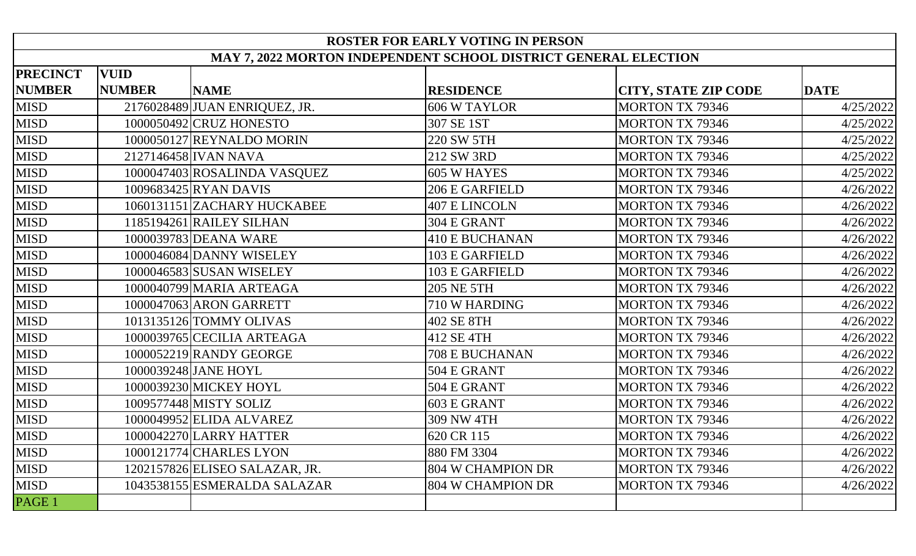| ROSTER FOR EARLY VOTING IN PERSON | | | | | |
|---|---|---|---|---|---|
| MAY 7, 2022 MORTON INDEPENDENT SCHOOL DISTRICT GENERAL ELECTION | | | | | |
| **PRECINCT NUMBER** | **VUID NUMBER** | **NAME** | **RESIDENCE** | **CITY, STATE ZIP CODE** | **DATE** |
| MISD | 2176028489 | JUAN ENRIQUEZ, JR. | 606 W TAYLOR | MORTON TX 79346 | 4/25/2022 |
| MISD | 1000050492 | CRUZ HONESTO | 307 SE 1ST | MORTON TX 79346 | 4/25/2022 |
| MISD | 1000050127 | REYNALDO MORIN | 220 SW 5TH | MORTON TX 79346 | 4/25/2022 |
| MISD | 2127146458 | IVAN NAVA | 212 SW 3RD | MORTON TX 79346 | 4/25/2022 |
| MISD | 1000047403 | ROSALINDA VASQUEZ | 605 W HAYES | MORTON TX 79346 | 4/25/2022 |
| MISD | 1009683425 | RYAN DAVIS | 206 E GARFIELD | MORTON TX 79346 | 4/26/2022 |
| MISD | 1060131151 | ZACHARY HUCKABEE | 407 E LINCOLN | MORTON TX 79346 | 4/26/2022 |
| MISD | 1185194261 | RAILEY SILHAN | 304 E GRANT | MORTON TX 79346 | 4/26/2022 |
| MISD | 1000039783 | DEANA WARE | 410 E BUCHANAN | MORTON TX 79346 | 4/26/2022 |
| MISD | 1000046084 | DANNY WISELEY | 103 E GARFIELD | MORTON TX 79346 | 4/26/2022 |
| MISD | 1000046583 | SUSAN WISELEY | 103 E GARFIELD | MORTON TX 79346 | 4/26/2022 |
| MISD | 1000040799 | MARIA ARTEAGA | 205 NE 5TH | MORTON TX 79346 | 4/26/2022 |
| MISD | 1000047063 | ARON GARRETT | 710 W HARDING | MORTON TX 79346 | 4/26/2022 |
| MISD | 1013135126 | TOMMY OLIVAS | 402 SE 8TH | MORTON TX 79346 | 4/26/2022 |
| MISD | 1000039765 | CECILIA ARTEAGA | 412 SE 4TH | MORTON TX 79346 | 4/26/2022 |
| MISD | 1000052219 | RANDY GEORGE | 708 E BUCHANAN | MORTON TX 79346 | 4/26/2022 |
| MISD | 1000039248 | JANE HOYL | 504 E GRANT | MORTON TX 79346 | 4/26/2022 |
| MISD | 1000039230 | MICKEY HOYL | 504 E GRANT | MORTON TX 79346 | 4/26/2022 |
| MISD | 1009577448 | MISTY SOLIZ | 603 E GRANT | MORTON TX 79346 | 4/26/2022 |
| MISD | 1000049952 | ELIDA ALVAREZ | 309 NW 4TH | MORTON TX 79346 | 4/26/2022 |
| MISD | 1000042270 | LARRY HATTER | 620 CR 115 | MORTON TX 79346 | 4/26/2022 |
| MISD | 1000121774 | CHARLES LYON | 880 FM 3304 | MORTON TX 79346 | 4/26/2022 |
| MISD | 1202157826 | ELISEO SALAZAR, JR. | 804 W CHAMPION DR | MORTON TX 79346 | 4/26/2022 |
| MISD | 1043538155 | ESMERALDA SALAZAR | 804 W CHAMPION DR | MORTON TX 79346 | 4/26/2022 |
| PAGE 1 | | | | | |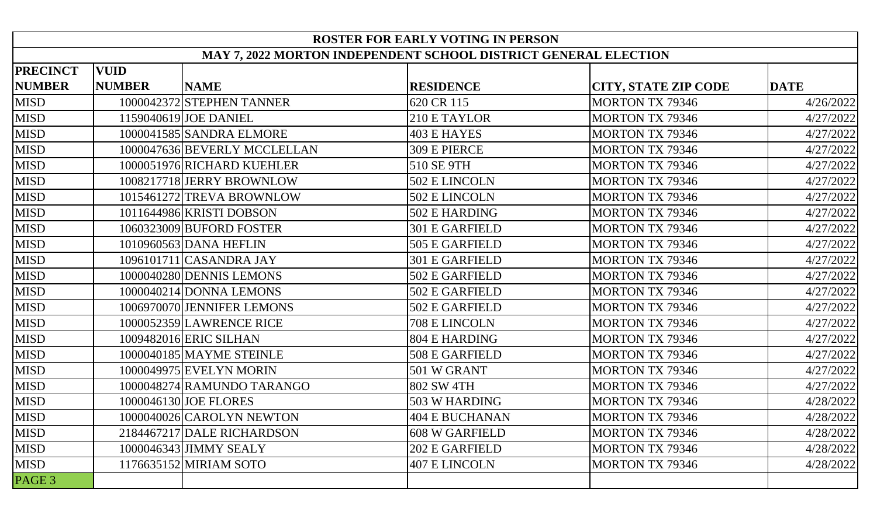# ROSTER FOR EARLY VOTING IN PERSON

## MAY 7, 2022 MORTON INDEPENDENT SCHOOL DISTRICT GENERAL ELECTION

| PRECINCT NUMBER | VUID NUMBER | NAME | RESIDENCE | CITY, STATE ZIP CODE | DATE |
|---|---|---|---|---|---|
| MISD | 1000042372 | STEPHEN TANNER | 620 CR 115 | MORTON TX 79346 | 4/26/2022 |
| MISD | 1159040619 | JOE DANIEL | 210 E TAYLOR | MORTON TX 79346 | 4/27/2022 |
| MISD | 1000041585 | SANDRA ELMORE | 403 E HAYES | MORTON TX 79346 | 4/27/2022 |
| MISD | 1000047636 | BEVERLY MCCLELLAN | 309 E PIERCE | MORTON TX 79346 | 4/27/2022 |
| MISD | 1000051976 | RICHARD KUEHLER | 510 SE 9TH | MORTON TX 79346 | 4/27/2022 |
| MISD | 1008217718 | JERRY BROWNLOW | 502 E LINCOLN | MORTON TX 79346 | 4/27/2022 |
| MISD | 1015461272 | TREVA BROWNLOW | 502 E LINCOLN | MORTON TX 79346 | 4/27/2022 |
| MISD | 1011644986 | KRISTI DOBSON | 502 E HARDING | MORTON TX 79346 | 4/27/2022 |
| MISD | 1060323009 | BUFORD FOSTER | 301 E GARFIELD | MORTON TX 79346 | 4/27/2022 |
| MISD | 1010960563 | DANA HEFLIN | 505 E GARFIELD | MORTON TX 79346 | 4/27/2022 |
| MISD | 1096101711 | CASANDRA JAY | 301 E GARFIELD | MORTON TX 79346 | 4/27/2022 |
| MISD | 1000040280 | DENNIS LEMONS | 502 E GARFIELD | MORTON TX 79346 | 4/27/2022 |
| MISD | 1000040214 | DONNA LEMONS | 502 E GARFIELD | MORTON TX 79346 | 4/27/2022 |
| MISD | 1006970070 | JENNIFER LEMONS | 502 E GARFIELD | MORTON TX 79346 | 4/27/2022 |
| MISD | 1000052359 | LAWRENCE RICE | 708 E LINCOLN | MORTON TX 79346 | 4/27/2022 |
| MISD | 1009482016 | ERIC SILHAN | 804 E HARDING | MORTON TX 79346 | 4/27/2022 |
| MISD | 1000040185 | MAYME STEINLE | 508 E GARFIELD | MORTON TX 79346 | 4/27/2022 |
| MISD | 1000049975 | EVELYN MORIN | 501 W GRANT | MORTON TX 79346 | 4/27/2022 |
| MISD | 1000048274 | RAMUNDO TARANGO | 802 SW 4TH | MORTON TX 79346 | 4/27/2022 |
| MISD | 1000046130 | JOE FLORES | 503 W HARDING | MORTON TX 79346 | 4/28/2022 |
| MISD | 1000040026 | CAROLYN NEWTON | 404 E BUCHANAN | MORTON TX 79346 | 4/28/2022 |
| MISD | 2184467217 | DALE RICHARDSON | 608 W GARFIELD | MORTON TX 79346 | 4/28/2022 |
| MISD | 1000046343 | JIMMY SEALY | 202 E GARFIELD | MORTON TX 79346 | 4/28/2022 |
| MISD | 1176635152 | MIRIAM SOTO | 407 E LINCOLN | MORTON TX 79346 | 4/28/2022 |
| PAGE 3 | | | | | |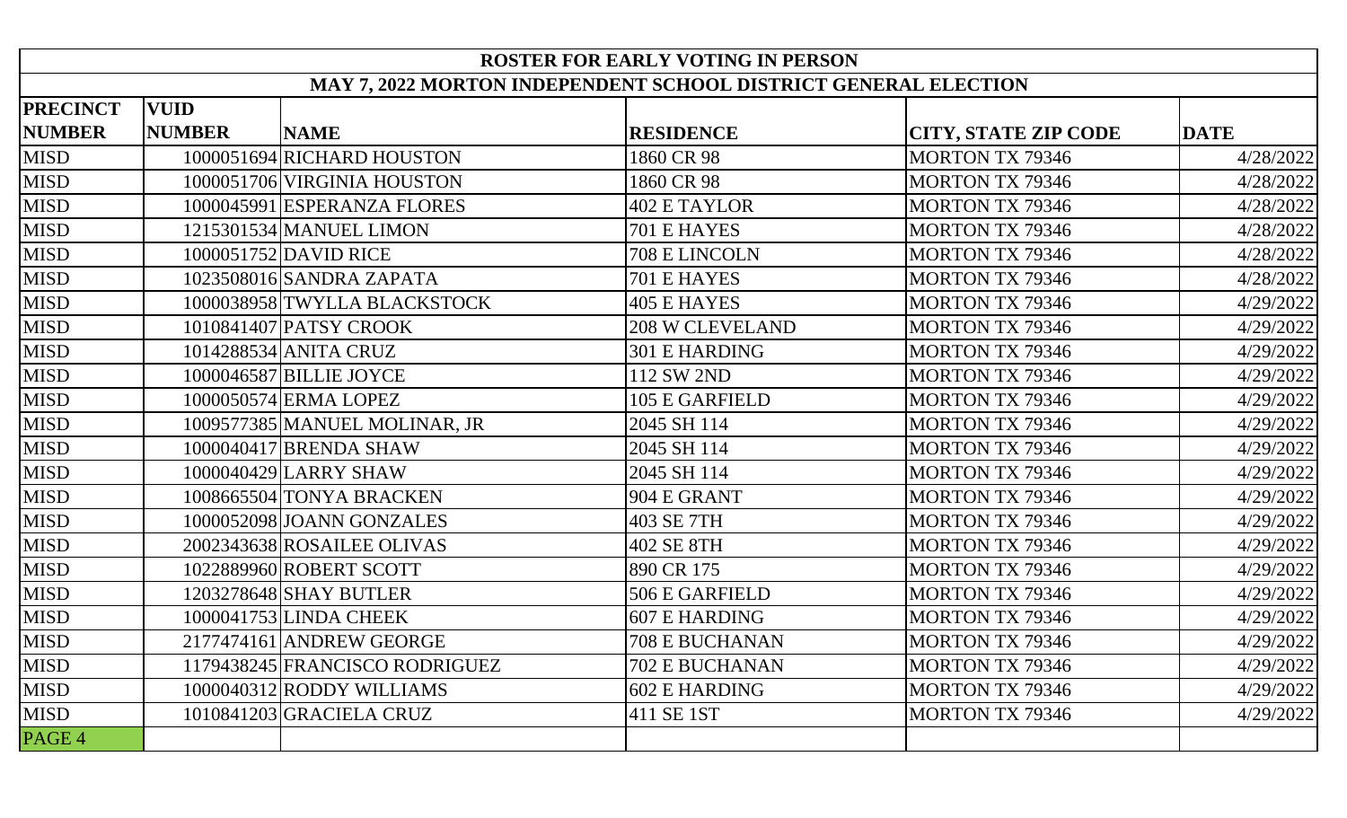| ROSTER FOR EARLY VOTING IN PERSON | | | | | |
|---|---|---|---|---|---|
| MAY 7, 2022 MORTON INDEPENDENT SCHOOL DISTRICT GENERAL ELECTION | | | | | |
| **PRECINCT NUMBER** | **VUID NUMBER** | **NAME** | **RESIDENCE** | **CITY, STATE ZIP CODE** | **DATE** |
| MISD | 1000051694 | RICHARD HOUSTON | 1860 CR 98 | MORTON TX 79346 | 4/28/2022 |
| MISD | 1000051706 | VIRGINIA HOUSTON | 1860 CR 98 | MORTON TX 79346 | 4/28/2022 |
| MISD | 1000045991 | ESPERANZA FLORES | 402 E TAYLOR | MORTON TX 79346 | 4/28/2022 |
| MISD | 1215301534 | MANUEL LIMON | 701 E HAYES | MORTON TX 79346 | 4/28/2022 |
| MISD | 1000051752 | DAVID RICE | 708 E LINCOLN | MORTON TX 79346 | 4/28/2022 |
| MISD | 1023508016 | SANDRA ZAPATA | 701 E HAYES | MORTON TX 79346 | 4/28/2022 |
| MISD | 1000038958 | TWYLLA BLACKSTOCK | 405 E HAYES | MORTON TX 79346 | 4/29/2022 |
| MISD | 1010841407 | PATSY CROOK | 208 W CLEVELAND | MORTON TX 79346 | 4/29/2022 |
| MISD | 1014288534 | ANITA CRUZ | 301 E HARDING | MORTON TX 79346 | 4/29/2022 |
| MISD | 1000046587 | BILLIE JOYCE | 112 SW 2ND | MORTON TX 79346 | 4/29/2022 |
| MISD | 1000050574 | ERMA LOPEZ | 105 E GARFIELD | MORTON TX 79346 | 4/29/2022 |
| MISD | 1009577385 | MANUEL MOLINAR, JR | 2045 SH 114 | MORTON TX 79346 | 4/29/2022 |
| MISD | 1000040417 | BRENDA SHAW | 2045 SH 114 | MORTON TX 79346 | 4/29/2022 |
| MISD | 1000040429 | LARRY SHAW | 2045 SH 114 | MORTON TX 79346 | 4/29/2022 |
| MISD | 1008665504 | TONYA BRACKEN | 904 E GRANT | MORTON TX 79346 | 4/29/2022 |
| MISD | 1000052098 | JOANN GONZALES | 403 SE 7TH | MORTON TX 79346 | 4/29/2022 |
| MISD | 2002343638 | ROSAILEE OLIVAS | 402 SE 8TH | MORTON TX 79346 | 4/29/2022 |
| MISD | 1022889960 | ROBERT SCOTT | 890 CR 175 | MORTON TX 79346 | 4/29/2022 |
| MISD | 1203278648 | SHAY BUTLER | 506 E GARFIELD | MORTON TX 79346 | 4/29/2022 |
| MISD | 1000041753 | LINDA CHEEK | 607 E HARDING | MORTON TX 79346 | 4/29/2022 |
| MISD | 2177474161 | ANDREW GEORGE | 708 E BUCHANAN | MORTON TX 79346 | 4/29/2022 |
| MISD | 1179438245 | FRANCISCO RODRIGUEZ | 702 E BUCHANAN | MORTON TX 79346 | 4/29/2022 |
| MISD | 1000040312 | RODDY WILLIAMS | 602 E HARDING | MORTON TX 79346 | 4/29/2022 |
| MISD | 1010841203 | GRACIELA CRUZ | 411 SE 1ST | MORTON TX 79346 | 4/29/2022 |
| PAGE 4 | | | | | |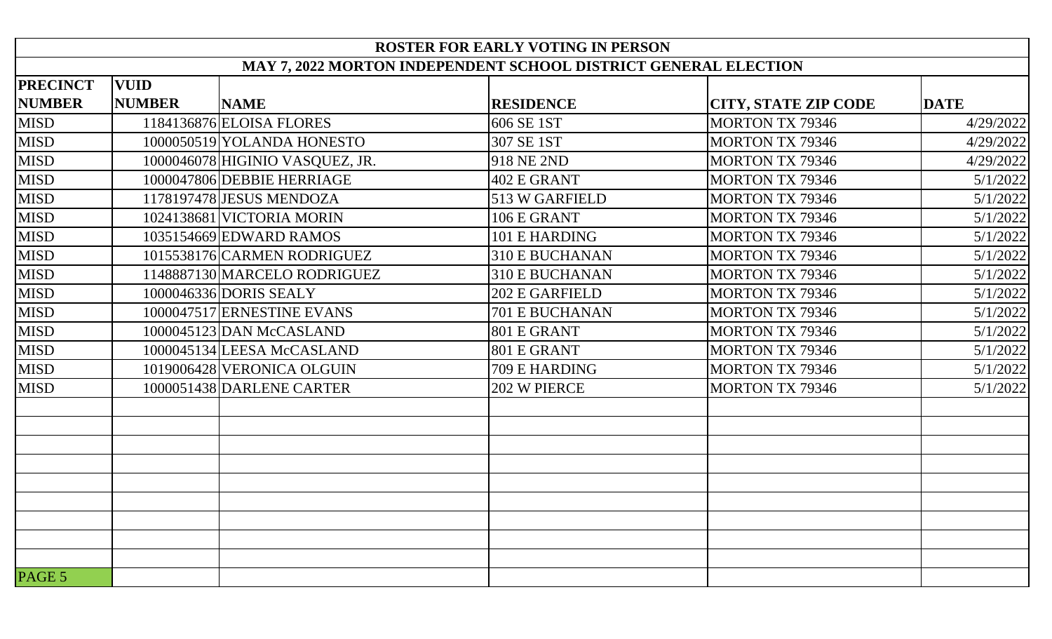| ROSTER FOR EARLY VOTING IN PERSON | | | | | |
|---|---|---|---|---|---|
| MAY 7, 2022 MORTON INDEPENDENT SCHOOL DISTRICT GENERAL ELECTION | | | | | |
| **PRECINCT NUMBER** | **VUID NUMBER** | **NAME** | **RESIDENCE** | **CITY, STATE ZIP CODE** | **DATE** |
| MISD | 1184136876 | ELOISA FLORES | 606 SE 1ST | MORTON TX 79346 | 4/29/2022 |
| MISD | 1000050519 | YOLANDA HONESTO | 307 SE 1ST | MORTON TX 79346 | 4/29/2022 |
| MISD | 1000046078 | HIGINIO VASQUEZ, JR. | 918 NE 2ND | MORTON TX 79346 | 4/29/2022 |
| MISD | 1000047806 | DEBBIE HERRIAGE | 402 E GRANT | MORTON TX 79346 | 5/1/2022 |
| MISD | 1178197478 | JESUS MENDOZA | 513 W GARFIELD | MORTON TX 79346 | 5/1/2022 |
| MISD | 1024138681 | VICTORIA MORIN | 106 E GRANT | MORTON TX 79346 | 5/1/2022 |
| MISD | 1035154669 | EDWARD RAMOS | 101 E HARDING | MORTON TX 79346 | 5/1/2022 |
| MISD | 1015538176 | CARMEN RODRIGUEZ | 310 E BUCHANAN | MORTON TX 79346 | 5/1/2022 |
| MISD | 1148887130 | MARCELO RODRIGUEZ | 310 E BUCHANAN | MORTON TX 79346 | 5/1/2022 |
| MISD | 1000046336 | DORIS SEALY | 202 E GARFIELD | MORTON TX 79346 | 5/1/2022 |
| MISD | 1000047517 | ERNESTINE EVANS | 701 E BUCHANAN | MORTON TX 79346 | 5/1/2022 |
| MISD | 1000045123 | DAN McCASLAND | 801 E GRANT | MORTON TX 79346 | 5/1/2022 |
| MISD | 1000045134 | LEESA McCASLAND | 801 E GRANT | MORTON TX 79346 | 5/1/2022 |
| MISD | 1019006428 | VERONICA OLGUIN | 709 E HARDING | MORTON TX 79346 | 5/1/2022 |
| MISD | 1000051438 | DARLENE CARTER | 202 W PIERCE | MORTON TX 79346 | 5/1/2022 |
| | | | | | |
| | | | | | |
| | | | | | |
| | | | | | |
| | | | | | |
| | | | | | |
| | | | | | |
| | | | | | |
| | | | | | |
| PAGE 5 | | | | | |